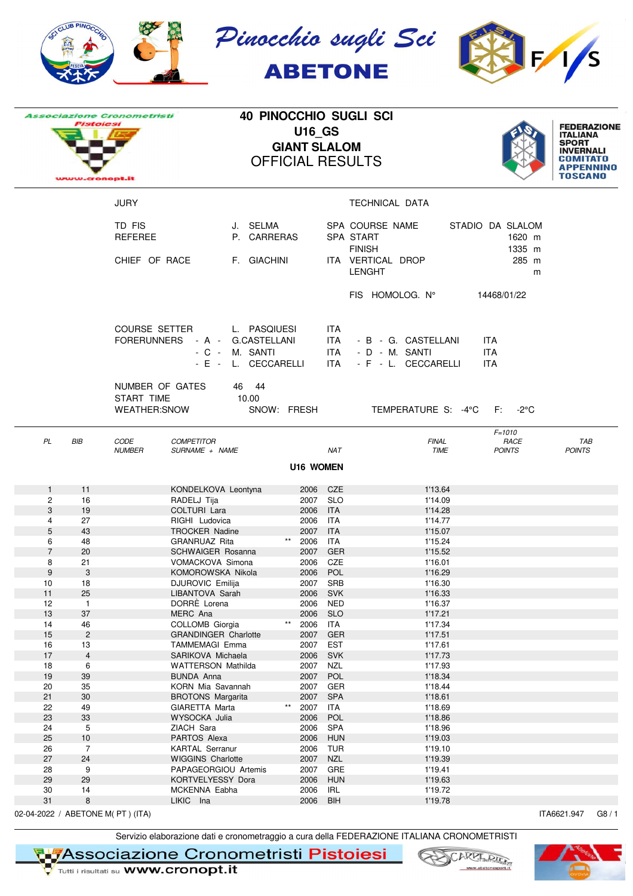# Pinocchio sugli Sci

## ABETONE

Associazione Cronometristi Pistoiesi

# 40 PINOCCHIO SUGLI SCI

## U16_GS

## GIANT SLALOM

## OFFICIAL RESULTS

FEDERAZIONE ITALIANA SPORT INVERNALI COMITATO APPENNINO TOSCANO

| JURY | | | TECHNICAL DATA | |
|---|---|---|---|---|
| TD FIS | J. SELMA | SPA | COURSE NAME | STADIO DA SLALOM |
| REFEREE | P. CARRERAS | SPA | START | 1620 m |
| | | | FINISH | 1335 m |
| CHIEF OF RACE | F. GIACHINI | ITA | VERTICAL DROP | 285 m |
| | | | LENGHT | m |
| | | | FIS HOMOLOG. N° | 14468/01/22 |

COURSE SETTER: L. PASQUIESI ITA

FORERUNNERS:
- A - G.CASTELLANI ITA
- B - G. CASTELLANI ITA
- C - M. SANTI ITA
- D - M. SANTI ITA
- E - L. CECCARELLI ITA
- F - L. CECCARELLI ITA

NUMBER OF GATES: 46 44

START TIME: 10.00

WEATHER:SNOW — SNOW: FRESH — TEMPERATURE S: -4°C F: -2°C

### U16 WOMEN

| PL | BIB | CODE NUMBER | COMPETITOR SURNAME + NAME | | YEAR | NAT | FINAL TIME | RACE POINTS (F=1010) | TAB POINTS |
|---|---|---|---|---|---|---|---|---|---|
| 1 | 11 | | KONDELKOVA Leontyna | | 2006 | CZE | 1'13.64 | | |
| 2 | 16 | | RADELJ Tija | | 2007 | SLO | 1'14.09 | | |
| 3 | 19 | | COLTURI Lara | | 2006 | ITA | 1'14.28 | | |
| 4 | 27 | | RIGHI Ludovica | | 2006 | ITA | 1'14.77 | | |
| 5 | 43 | | TROCKER Nadine | | 2007 | ITA | 1'15.07 | | |
| 6 | 48 | | GRANRUAZ Rita | ** | 2006 | ITA | 1'15.24 | | |
| 7 | 20 | | SCHWAIGER Rosanna | | 2007 | GER | 1'15.52 | | |
| 8 | 21 | | VOMACKOVA Simona | | 2006 | CZE | 1'16.01 | | |
| 9 | 3 | | KOMOROWSKA Nikola | | 2006 | POL | 1'16.29 | | |
| 10 | 18 | | DJUROVIC Emilija | | 2007 | SRB | 1'16.30 | | |
| 11 | 25 | | LIBANTOVA Sarah | | 2006 | SVK | 1'16.33 | | |
| 12 | 1 | | DORRÈ Lorena | | 2006 | NED | 1'16.37 | | |
| 13 | 37 | | MERC Ana | | 2006 | SLO | 1'17.21 | | |
| 14 | 46 | | COLLOMB Giorgia | ** | 2006 | ITA | 1'17.34 | | |
| 15 | 2 | | GRANDINGER Charlotte | | 2007 | GER | 1'17.51 | | |
| 16 | 13 | | TAMMEMAGI Emma | | 2007 | EST | 1'17.61 | | |
| 17 | 4 | | SARIKOVA Michaela | | 2006 | SVK | 1'17.73 | | |
| 18 | 6 | | WATTERSON Mathilda | | 2007 | NZL | 1'17.93 | | |
| 19 | 39 | | BUNDA Anna | | 2007 | POL | 1'18.34 | | |
| 20 | 35 | | KORN Mia Savannah | | 2007 | GER | 1'18.44 | | |
| 21 | 30 | | BROTONS Margarita | | 2007 | SPA | 1'18.61 | | |
| 22 | 49 | | GIARETTA Marta | ** | 2007 | ITA | 1'18.69 | | |
| 23 | 33 | | WYSOCKA Julia | | 2006 | POL | 1'18.86 | | |
| 24 | 5 | | ZIACH Sara | | 2006 | SPA | 1'18.96 | | |
| 25 | 10 | | PARTOS Alexa | | 2006 | HUN | 1'19.03 | | |
| 26 | 7 | | KARTAL Serranur | | 2006 | TUR | 1'19.10 | | |
| 27 | 24 | | WIGGINS Charlotte | | 2007 | NZL | 1'19.39 | | |
| 28 | 9 | | PAPAGEORGIOU Artemis | | 2007 | GRE | 1'19.41 | | |
| 29 | 29 | | KORTVELYESSY Dora | | 2006 | HUN | 1'19.63 | | |
| 30 | 14 | | MCKENNA Eabha | | 2006 | IRL | 1'19.72 | | |
| 31 | 8 | | LIKIC Ina | | 2006 | BIH | 1'19.78 | | |

02-04-2022 / ABETONE M( PT ) (ITA) — ITA6621.947 — G8 / 1

Servizio elaborazione dati e cronometraggio a cura della FEDERAZIONE ITALIANA CRONOMETRISTI

Associazione Cronometristi Pistoiesi — Tutti i risultati su www.cronopt.it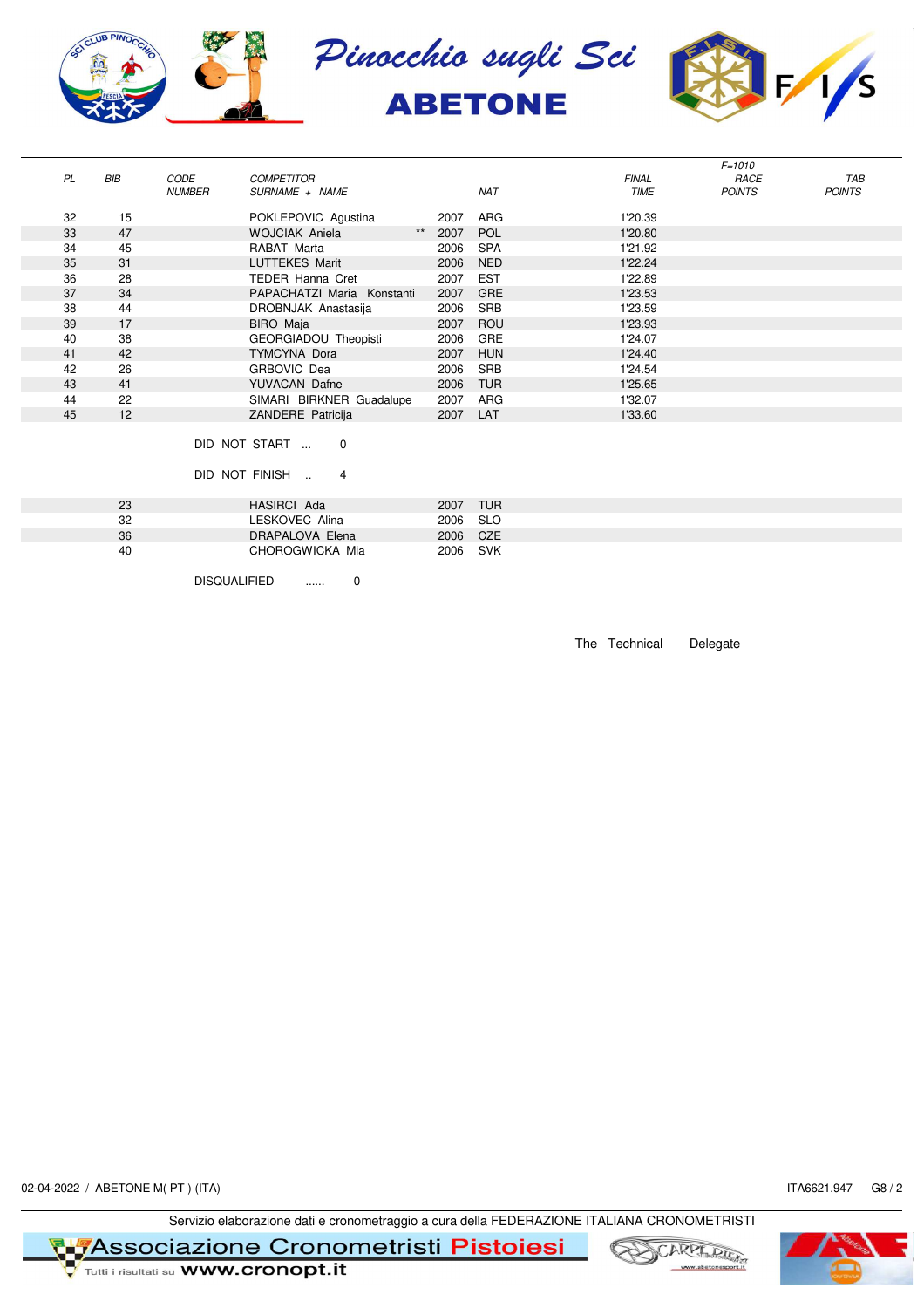# Pinocchio sugli Sci

## ABETONE

| PL | BIB | CODE NUMBER | COMPETITOR SURNAME + NAME | | | NAT | FINAL TIME | F=1010 RACE POINTS | TAB POINTS |
|---|---|---|---|---|---|---|---|---|---|
| 32 | 15 | | POKLEPOVIC Agustina | | 2007 | ARG | 1'20.39 | | |
| 33 | 47 | | WOJCIAK Aniela | ** | 2007 | POL | 1'20.80 | | |
| 34 | 45 | | RABAT Marta | | 2006 | SPA | 1'21.92 | | |
| 35 | 31 | | LUTTEKES Marit | | 2006 | NED | 1'22.24 | | |
| 36 | 28 | | TEDER Hanna Cret | | 2007 | EST | 1'22.89 | | |
| 37 | 34 | | PAPACHATZI Maria Konstanti | | 2007 | GRE | 1'23.53 | | |
| 38 | 44 | | DROBNJAK Anastasija | | 2006 | SRB | 1'23.59 | | |
| 39 | 17 | | BIRO Maja | | 2007 | ROU | 1'23.93 | | |
| 40 | 38 | | GEORGIADOU Theopisti | | 2006 | GRE | 1'24.07 | | |
| 41 | 42 | | TYMCYNA Dora | | 2007 | HUN | 1'24.40 | | |
| 42 | 26 | | GRBOVIC Dea | | 2006 | SRB | 1'24.54 | | |
| 43 | 41 | | YUVACAN Dafne | | 2006 | TUR | 1'25.65 | | |
| 44 | 22 | | SIMARI BIRKNER Guadalupe | | 2007 | ARG | 1'32.07 | | |
| 45 | 12 | | ZANDERE Patricija | | 2007 | LAT | 1'33.60 | | |

DID NOT START ... 0

DID NOT FINISH .. 4

| BIB | COMPETITOR | | NAT |
|---|---|---|---|
| 23 | HASIRCI Ada | 2007 | TUR |
| 32 | LESKOVEC Alina | 2006 | SLO |
| 36 | DRAPALOVA Elena | 2006 | CZE |
| 40 | CHOROGWICKA Mia | 2006 | SVK |

DISQUALIFIED ...... 0

The Technical Delegate

02-04-2022 / ABETONE M( PT ) (ITA) ITA6621.947 G8 / 2

Servizio elaborazione dati e cronometraggio a cura della FEDERAZIONE ITALIANA CRONOMETRISTI

Associazione Cronometristi Pistoiesi — Tutti i risultati su www.cronopt.it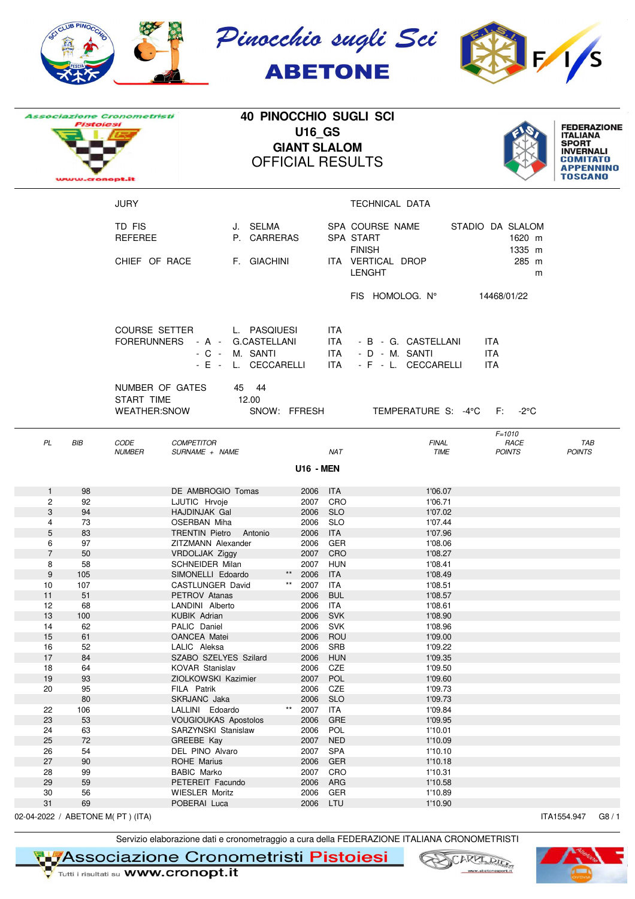Pinocchio sugli Sci

ABETONE

Associazione Cronometristi Pistoiesi

www.cronopt.it

# 40 PINOCCHIO SUGLI SCI
## U16_GS
## GIANT SLALOM
## OFFICIAL RESULTS

FEDERAZIONE ITALIANA SPORT INVERNALI COMITATO APPENNINO TOSCANO

| JURY | | | TECHNICAL DATA | |
|---|---|---|---|---|
| TD FIS | J. SELMA | SPA | COURSE NAME | STADIO DA SLALOM |
| REFEREE | P. CARRERAS | SPA | START | 1620 m |
| | | | FINISH | 1335 m |
| CHIEF OF RACE | F. GIACHINI | ITA | VERTICAL DROP | 285 m |
| | | | LENGHT | m |
| | | | FIS HOMOLOG. N° | 14468/01/22 |

COURSE SETTER L. PASQUIESI ITA

FORERUNNERS - A - G.CASTELLANI ITA - B - G. CASTELLANI ITA

- C - M. SANTI ITA - D - M. SANTI ITA

- E - L. CECCARELLI ITA - F - L. CECCARELLI ITA

NUMBER OF GATES 45 44

START TIME 12.00

WEATHER:SNOW SNOW: FFRESH TEMPERATURE S: -4°C F: -2°C

| PL | BIB | CODE NUMBER | COMPETITOR SURNAME + NAME | | | NAT | FINAL TIME | F=1010 RACE POINTS | TAB POINTS |
|---|---|---|---|---|---|---|---|---|---|
| | | | **U16 - MEN** | | | | | | |
| 1 | 98 | | DE AMBROGIO Tomas | | 2006 | ITA | 1'06.07 | | |
| 2 | 92 | | LJUTIC Hrvoje | | 2007 | CRO | 1'06.71 | | |
| 3 | 94 | | HAJDINJAK Gal | | 2006 | SLO | 1'07.02 | | |
| 4 | 73 | | OSERBAN Miha | | 2006 | SLO | 1'07.44 | | |
| 5 | 83 | | TRENTIN Pietro Antonio | | 2006 | ITA | 1'07.96 | | |
| 6 | 97 | | ZITZMANN Alexander | | 2006 | GER | 1'08.06 | | |
| 7 | 50 | | VRDOLJAK Ziggy | | 2007 | CRO | 1'08.27 | | |
| 8 | 58 | | SCHNEIDER Milan | | 2007 | HUN | 1'08.41 | | |
| 9 | 105 | | SIMONELLI Edoardo | ** | 2006 | ITA | 1'08.49 | | |
| 10 | 107 | | CASTLUNGER David | ** | 2007 | ITA | 1'08.51 | | |
| 11 | 51 | | PETROV Atanas | | 2006 | BUL | 1'08.57 | | |
| 12 | 68 | | LANDINI Alberto | | 2006 | ITA | 1'08.61 | | |
| 13 | 100 | | KUBIK Adrian | | 2006 | SVK | 1'08.90 | | |
| 14 | 62 | | PALIC Daniel | | 2006 | SVK | 1'08.96 | | |
| 15 | 61 | | OANCEA Matei | | 2006 | ROU | 1'09.00 | | |
| 16 | 52 | | LALIC Aleksa | | 2006 | SRB | 1'09.22 | | |
| 17 | 84 | | SZABO SZELYES Szilard | | 2006 | HUN | 1'09.35 | | |
| 18 | 64 | | KOVAR Stanislav | | 2006 | CZE | 1'09.50 | | |
| 19 | 93 | | ZIOLKOWSKI Kazimier | | 2007 | POL | 1'09.60 | | |
| 20 | 95 | | FILA Patrik | | 2006 | CZE | 1'09.73 | | |
| | 80 | | SKRJANC Jaka | | 2006 | SLO | 1'09.73 | | |
| 22 | 106 | | LALLINI Edoardo | ** | 2007 | ITA | 1'09.84 | | |
| 23 | 53 | | VOUGIOUKAS Apostolos | | 2006 | GRE | 1'09.95 | | |
| 24 | 63 | | SARZYNSKI Stanislaw | | 2006 | POL | 1'10.01 | | |
| 25 | 72 | | GREEBE Kay | | 2007 | NED | 1'10.09 | | |
| 26 | 54 | | DEL PINO Alvaro | | 2007 | SPA | 1'10.10 | | |
| 27 | 90 | | ROHE Marius | | 2006 | GER | 1'10.18 | | |
| 28 | 99 | | BABIC Marko | | 2007 | CRO | 1'10.31 | | |
| 29 | 59 | | PETEREIT Facundo | | 2006 | ARG | 1'10.58 | | |
| 30 | 56 | | WIESLER Moritz | | 2006 | GER | 1'10.89 | | |
| 31 | 69 | | POBERAI Luca | | 2006 | LTU | 1'10.90 | | |

02-04-2022 / ABETONE M( PT ) (ITA) ITA1554.947 G8 / 1

Servizio elaborazione dati e cronometraggio a cura della FEDERAZIONE ITALIANA CRONOMETRISTI

Associazione Cronometristi Pistoiesi

Tutti i risultati su www.cronopt.it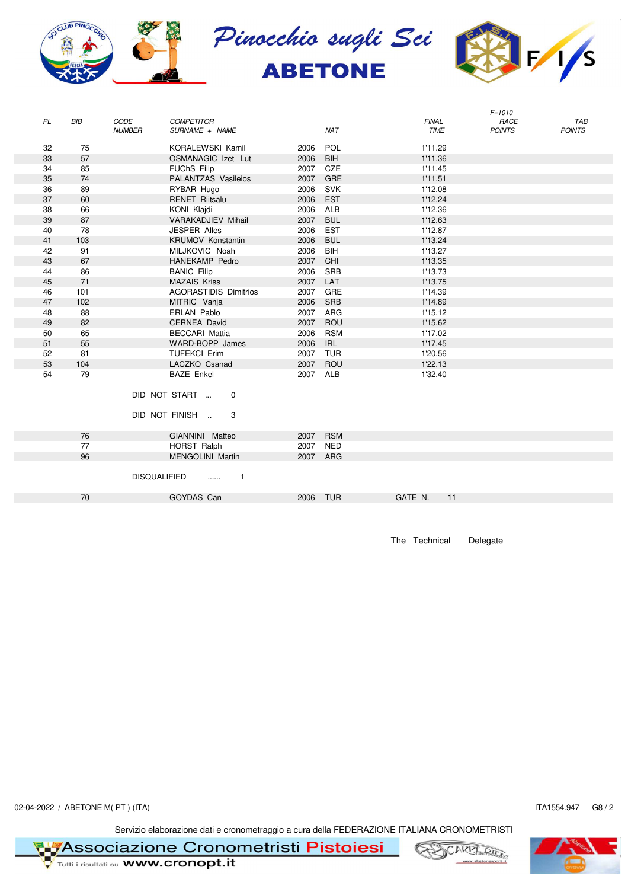# Pinocchio sugli Sci

## ABETONE

| PL | BIB | CODE NUMBER | COMPETITOR SURNAME + NAME | | NAT | FINAL TIME | F=1010 RACE POINTS | TAB POINTS |
|---|---|---|---|---|---|---|---|---|
| 32 | 75 | | KORALEWSKI Kamil | 2006 | POL | 1'11.29 | | |
| 33 | 57 | | OSMANAGIC Izet Lut | 2006 | BIH | 1'11.36 | | |
| 34 | 85 | | FUChS Filip | 2007 | CZE | 1'11.45 | | |
| 35 | 74 | | PALANTZAS Vasileios | 2007 | GRE | 1'11.51 | | |
| 36 | 89 | | RYBAR Hugo | 2006 | SVK | 1'12.08 | | |
| 37 | 60 | | RENET Riitsalu | 2006 | EST | 1'12.24 | | |
| 38 | 66 | | KONI Klajdi | 2006 | ALB | 1'12.36 | | |
| 39 | 87 | | VARAKADJIEV Mihail | 2007 | BUL | 1'12.63 | | |
| 40 | 78 | | JESPER Alles | 2006 | EST | 1'12.87 | | |
| 41 | 103 | | KRUMOV Konstantin | 2006 | BUL | 1'13.24 | | |
| 42 | 91 | | MILJKOVIC Noah | 2006 | BIH | 1'13.27 | | |
| 43 | 67 | | HANEKAMP Pedro | 2007 | CHI | 1'13.35 | | |
| 44 | 86 | | BANIC Filip | 2006 | SRB | 1'13.73 | | |
| 45 | 71 | | MAZAIS Kriss | 2007 | LAT | 1'13.75 | | |
| 46 | 101 | | AGORASTIDIS Dimitrios | 2007 | GRE | 1'14.39 | | |
| 47 | 102 | | MITRIC Vanja | 2006 | SRB | 1'14.89 | | |
| 48 | 88 | | ERLAN Pablo | 2007 | ARG | 1'15.12 | | |
| 49 | 82 | | CERNEA David | 2007 | ROU | 1'15.62 | | |
| 50 | 65 | | BECCARI Mattia | 2006 | RSM | 1'17.02 | | |
| 51 | 55 | | WARD-BOPP James | 2006 | IRL | 1'17.45 | | |
| 52 | 81 | | TUFEKCI Erim | 2007 | TUR | 1'20.56 | | |
| 53 | 104 | | LACZKO Csanad | 2007 | ROU | 1'22.13 | | |
| 54 | 79 | | BAZE Enkel | 2007 | ALB | 1'32.40 | | |

DID NOT START ... 0

DID NOT FINISH .. 3

| PL | BIB | CODE NUMBER | COMPETITOR SURNAME + NAME | | NAT |
|---|---|---|---|---|---|
| | 76 | | GIANNINI Matteo | 2007 | RSM |
| | 77 | | HORST Ralph | 2007 | NED |
| | 96 | | MENGOLINI Martin | 2007 | ARG |

DISQUALIFIED ...... 1

| PL | BIB | CODE NUMBER | COMPETITOR SURNAME + NAME | | NAT | |
|---|---|---|---|---|---|---|
| | 70 | | GOYDAS Can | 2006 | TUR | GATE N. 11 |

The Technical Delegate

02-04-2022 / ABETONE M( PT ) (ITA) ITA1554.947 G8 / 2

Servizio elaborazione dati e cronometraggio a cura della FEDERAZIONE ITALIANA CRONOMETRISTI

Associazione Cronometristi Pistoiesi

Tutti i risultati su www.cronopt.it